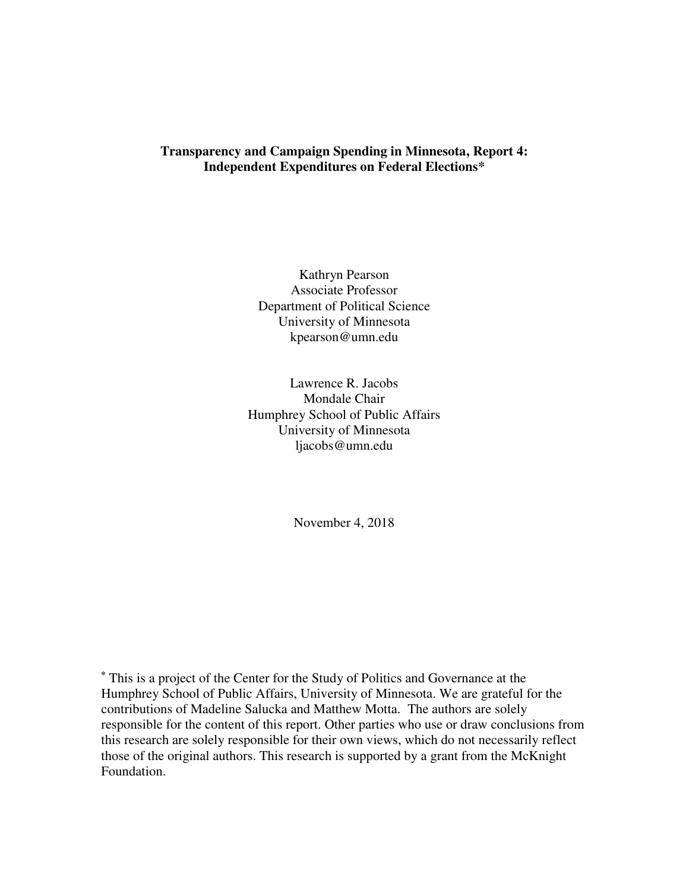# Transparency and Campaign Spending in Minnesota, Report 4: Independent Expenditures on Federal Elections*

Kathryn Pearson
Associate Professor
Department of Political Science
University of Minnesota
kpearson@umn.edu

Lawrence R. Jacobs
Mondale Chair
Humphrey School of Public Affairs
University of Minnesota
ljacobs@umn.edu

November 4, 2018

* This is a project of the Center for the Study of Politics and Governance at the Humphrey School of Public Affairs, University of Minnesota. We are grateful for the contributions of Madeline Salucka and Matthew Motta. The authors are solely responsible for the content of this report. Other parties who use or draw conclusions from this research are solely responsible for their own views, which do not necessarily reflect those of the original authors. This research is supported by a grant from the McKnight Foundation.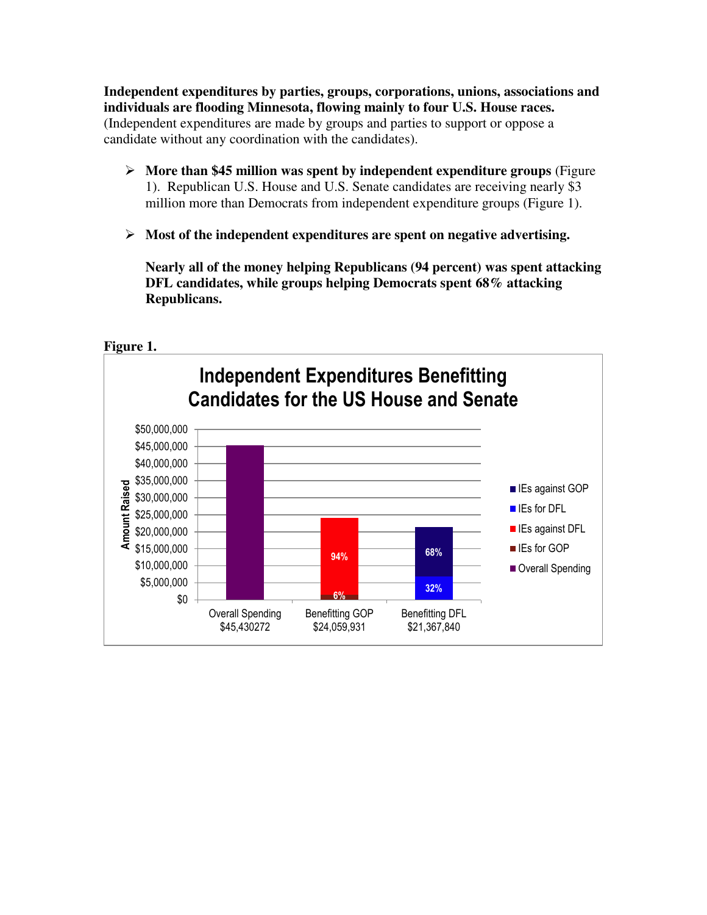**Independent expenditures by parties, groups, corporations, unions, associations and individuals are flooding Minnesota, flowing mainly to four U.S. House races.** (Independent expenditures are made by groups and parties to support or oppose a candidate without any coordination with the candidates).

- **More than $45 million was spent by independent expenditure groups** (Figure 1). Republican U.S. House and U.S. Senate candidates are receiving nearly $3 million more than Democrats from independent expenditure groups (Figure 1).
- **Most of the independent expenditures are spent on negative advertising.**

  **Nearly all of the money helping Republicans (94 percent) was spent attacking DFL candidates, while groups helping Democrats spent 68% attacking Republicans.**

**Figure 1.**

Independent Expenditures Benefitting Candidates for the US House and Senate

Amount Raised

$50,000,000
$45,000,000
$40,000,000
$35,000,000
$30,000,000
$25,000,000
$20,000,000
$15,000,000
$10,000,000
$5,000,000
$0

94%
6%
68%
32%

Overall Spending $45,430272
Benefitting GOP $24,059,931
Benefitting DFL $21,367,840

IEs against GOP
IEs for DFL
IEs against DFL
IEs for GOP
Overall Spending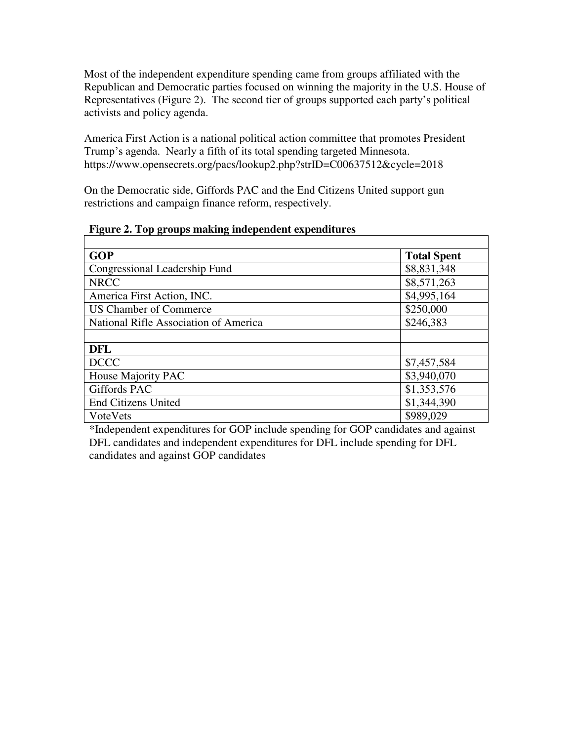Most of the independent expenditure spending came from groups affiliated with the Republican and Democratic parties focused on winning the majority in the U.S. House of Representatives (Figure 2). The second tier of groups supported each party's political activists and policy agenda.

America First Action is a national political action committee that promotes President Trump's agenda. Nearly a fifth of its total spending targeted Minnesota. https://www.opensecrets.org/pacs/lookup2.php?strID=C00637512&cycle=2018

On the Democratic side, Giffords PAC and the End Citizens United support gun restrictions and campaign finance reform, respectively.

**Figure 2. Top groups making independent expenditures**

| | |
|---|---|
| **GOP** | **Total Spent** |
| Congressional Leadership Fund | $8,831,348 |
| NRCC | $8,571,263 |
| America First Action, INC. | $4,995,164 |
| US Chamber of Commerce | $250,000 |
| National Rifle Association of America | $246,383 |
| | |
| **DFL** | |
| DCCC | $7,457,584 |
| House Majority PAC | $3,940,070 |
| Giffords PAC | $1,353,576 |
| End Citizens United | $1,344,390 |
| VoteVets | $989,029 |

*Independent expenditures for GOP include spending for GOP candidates and against DFL candidates and independent expenditures for DFL include spending for DFL candidates and against GOP candidates